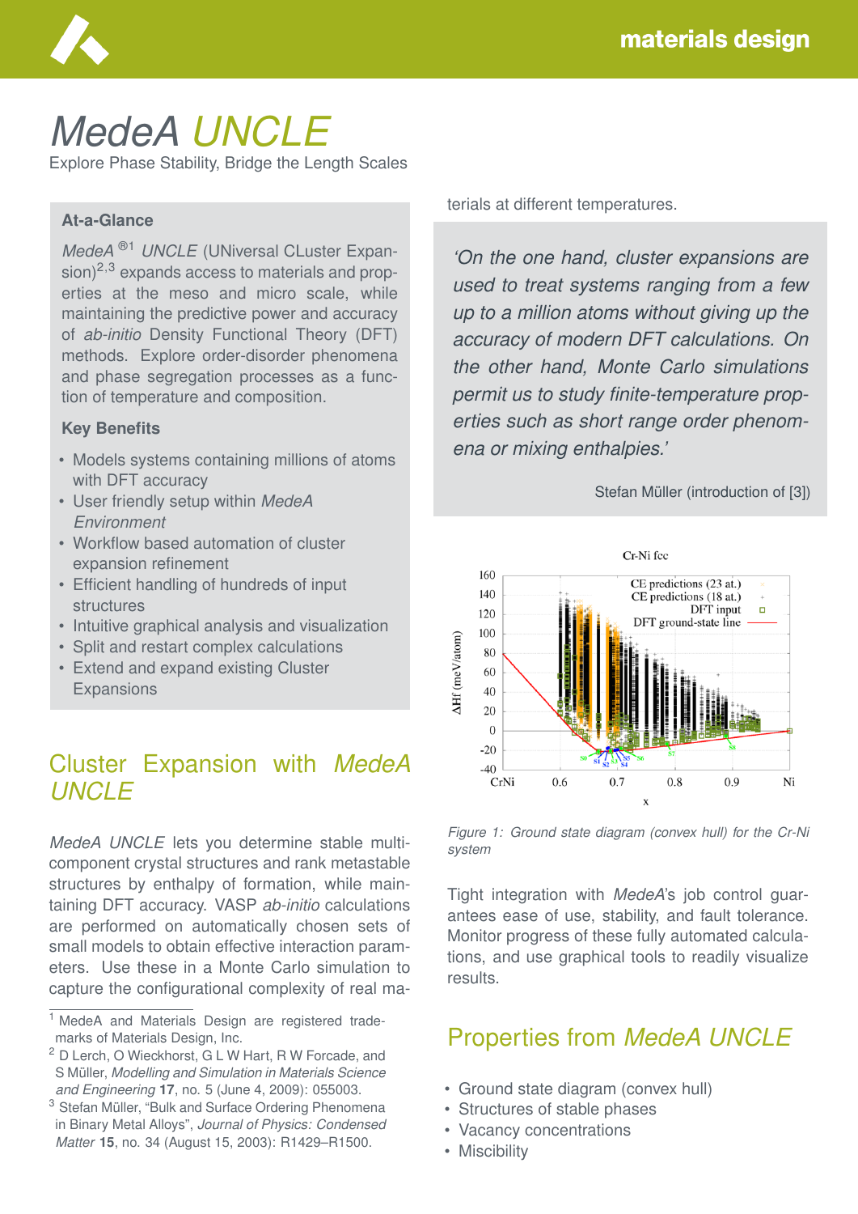# *MedeA* UNCLE

Explore Phase Stability, Bridge the Length Scales

## At-a-Glance

*MedeA* ®[1] *UNCLE* (UNiversal CLuster Expansion)[2,3] expands access to materials and properties at the meso and micro scale, while maintaining the predictive power and accuracy of *ab-initio* Density Functional Theory (DFT) methods. Explore order-disorder phenomena and phase segregation processes as a function of temperature and composition.

### Key Benefits

- Models systems containing millions of atoms with DFT accuracy
- User friendly setup within *MedeA Environment*
- Workflow based automation of cluster expansion refinement
- Efficient handling of hundreds of input structures
- Intuitive graphical analysis and visualization
- Split and restart complex calculations
- Extend and expand existing Cluster Expansions

## Cluster Expansion with *MedeA UNCLE*

*MedeA UNCLE* lets you determine stable multi-component crystal structures and rank metastable structures by enthalpy of formation, while maintaining DFT accuracy. VASP *ab-initio* calculations are performed on automatically chosen sets of small models to obtain effective interaction parameters. Use these in a Monte Carlo simulation to capture the configurational complexity of real materials at different temperatures.

> *'On the one hand, cluster expansions are used to treat systems ranging from a few up to a million atoms without giving up the accuracy of modern DFT calculations. On the other hand, Monte Carlo simulations permit us to study finite-temperature properties such as short range order phenomena or mixing enthalpies.'*
>
> Stefan Müller (introduction of [3])

*Figure 1: Ground state diagram (convex hull) for the Cr-Ni system*

Tight integration with *MedeA*'s job control guarantees ease of use, stability, and fault tolerance. Monitor progress of these fully automated calculations, and use graphical tools to readily visualize results.

## Properties from *MedeA UNCLE*

- Ground state diagram (convex hull)
- Structures of stable phases
- Vacancy concentrations
- Miscibility

---

[1] MedeA and Materials Design are registered trademarks of Materials Design, Inc.

[2] D Lerch, O Wieckhorst, G L W Hart, R W Forcade, and S Müller, *Modelling and Simulation in Materials Science and Engineering* **17**, no. 5 (June 4, 2009): 055003.

[3] Stefan Müller, "Bulk and Surface Ordering Phenomena in Binary Metal Alloys", *Journal of Physics: Condensed Matter* **15**, no. 34 (August 15, 2003): R1429–R1500.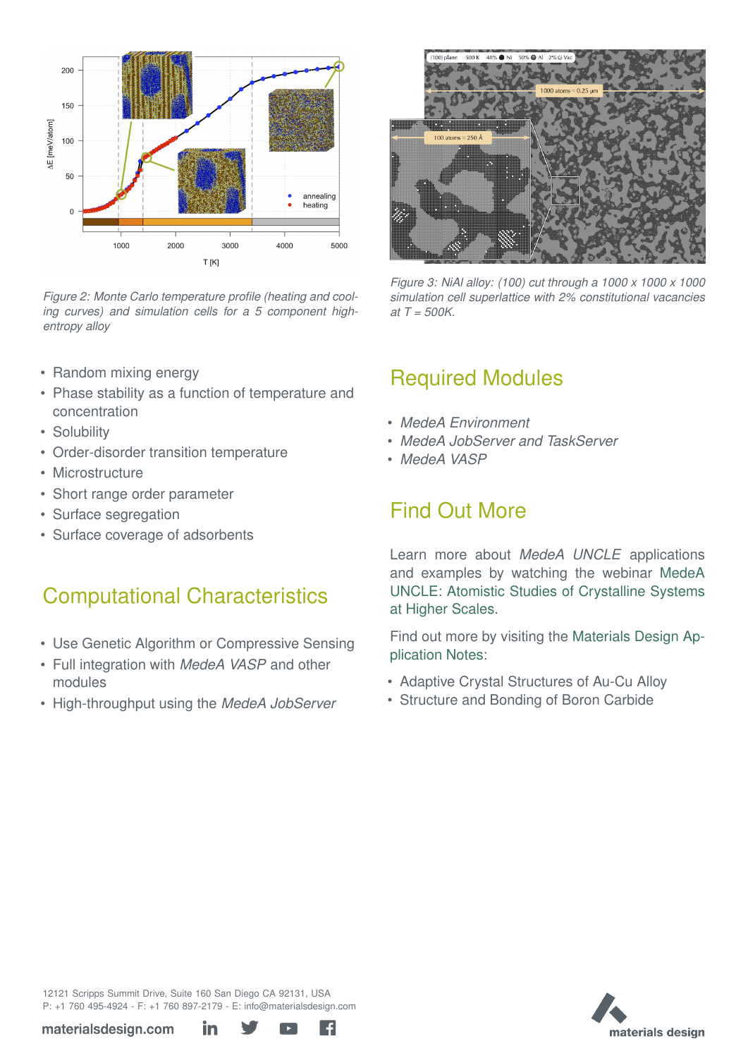200
150
100
50
0
ΔE [meV/atom]
1000
2000
3000
4000
5000
T [K]
annealing
heating

*Figure 2: Monte Carlo temperature profile (heating and cooling curves) and simulation cells for a 5 component high-entropy alloy*

(100) plane 500 K 48% Ni 50% Al 2% Vac
1000 atoms = 0.25 μm
100 atoms = 250 Å

*Figure 3: NiAl alloy: (100) cut through a 1000 x 1000 x 1000 simulation cell superlattice with 2% constitutional vacancies at T = 500K.*

- Random mixing energy
- Phase stability as a function of temperature and concentration
- Solubility
- Order-disorder transition temperature
- Microstructure
- Short range order parameter
- Surface segregation
- Surface coverage of adsorbents

## Computational Characteristics

- Use Genetic Algorithm or Compressive Sensing
- Full integration with *MedeA VASP* and other modules
- High-throughput using the *MedeA JobServer*

## Required Modules

- *MedeA Environment*
- *MedeA JobServer and TaskServer*
- *MedeA VASP*

## Find Out More

Learn more about *MedeA UNCLE* applications and examples by watching the webinar MedeA UNCLE: Atomistic Studies of Crystalline Systems at Higher Scales.

Find out more by visiting the Materials Design Application Notes:

- Adaptive Crystal Structures of Au-Cu Alloy
- Structure and Bonding of Boron Carbide

12121 Scripps Summit Drive, Suite 160 San Diego CA 92131, USA
P: +1 760 495-4924 - F: +1 760 897-2179 - E: info@materialsdesign.com

materialsdesign.com

materials design